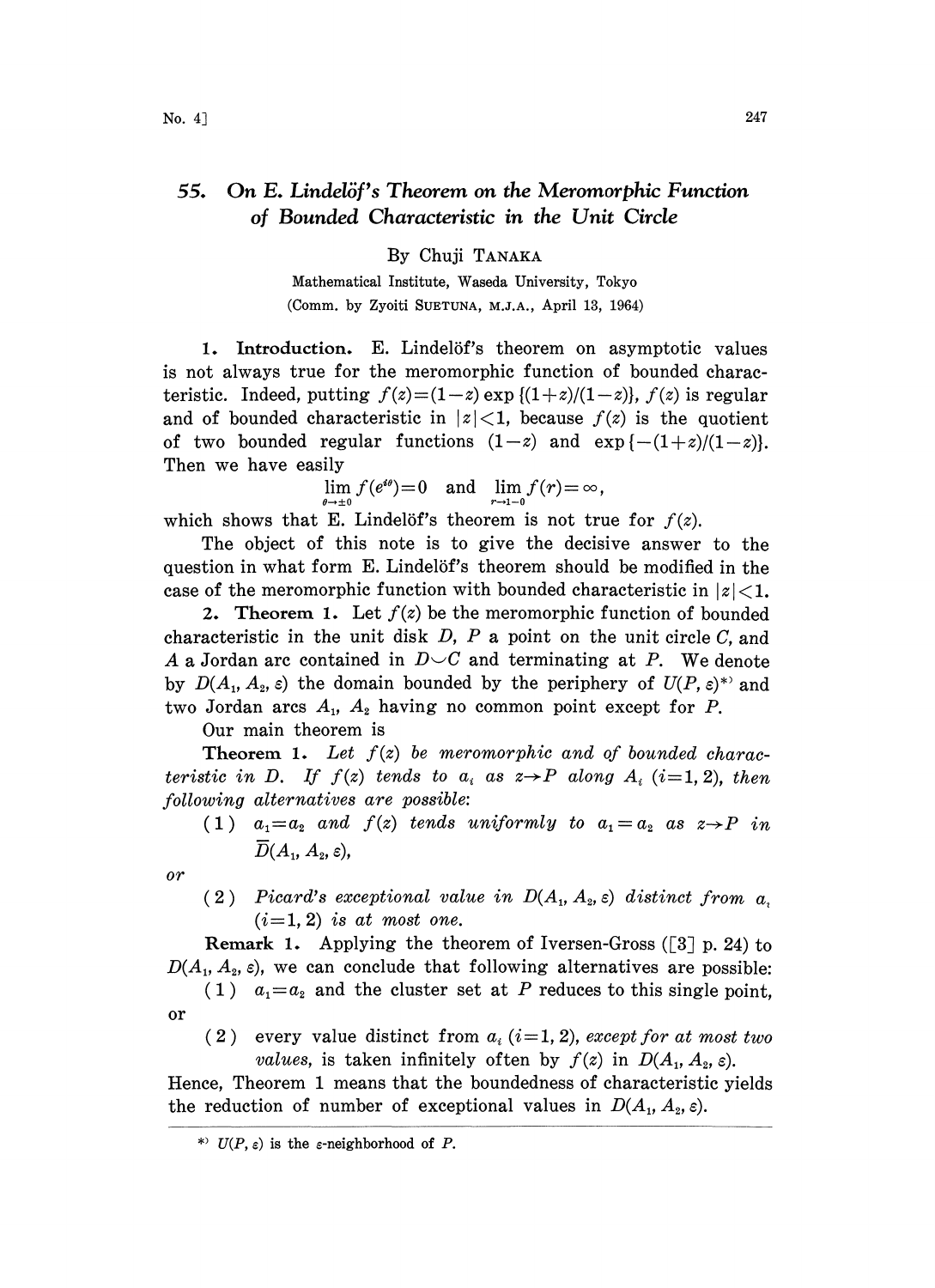# 55. On E. Lindelöf's Theorem on the Meromorphic Function of Bounded Characteristic in the Unit Circle

By Chuji TANAKA

Mathematical Institute, Waseda University, Tokyo

(Comm. by Zyoiti SUETUNA, M.J.A., April 13, 1964)

**1. Introduction.** E. Lindelöf's theorem on asymptotic values is not always true for the meromorphic function of bounded characteristic. Indeed, putting $f(z)=(1-z)\exp\{(1+z)/(1-z)\}$, $f(z)$ is regular and of bounded characteristic in $|z|<1$, because $f(z)$ is the quotient of two bounded regular functions $(1-z)$ and $\exp\{-(1+z)/(1-z)\}$. Then we have easily

$$\lim_{\theta\to\pm 0} f(e^{i\theta})=0 \quad \text{and} \quad \lim_{r\to 1-0} f(r)=\infty,$$

which shows that E. Lindelöf's theorem is not true for $f(z)$.

The object of this note is to give the decisive answer to the question in what form E. Lindelöf's theorem should be modified in the case of the meromorphic function with bounded characteristic in $|z|<1$.

**2. Theorem 1.** Let $f(z)$ be the meromorphic function of bounded characteristic in the unit disk $D$, $P$ a point on the unit circle $C$, and $A$ a Jordan arc contained in $D\smile C$ and terminating at $P$. We denote by $D(A_1, A_2, \varepsilon)$ the domain bounded by the periphery of $U(P, \varepsilon)$[*] and two Jordan arcs $A_1$, $A_2$ having no common point except for $P$.

Our main theorem is

**Theorem 1.** *Let $f(z)$ be meromorphic and of bounded characteristic in $D$. If $f(z)$ tends to $a_i$ as $z\to P$ along $A_i$ $(i=1,2)$, then following alternatives are possible:*

(1) *$a_1=a_2$ and $f(z)$ tends uniformly to $a_1=a_2$ as $z\to P$ in $\overline{D}(A_1, A_2, \varepsilon)$,*

*or*

(2) *Picard's exceptional value in $D(A_1, A_2, \varepsilon)$ distinct from $a_i$ $(i=1,2)$ is at most one.*

**Remark 1.** Applying the theorem of Iversen-Gross ([3] p. 24) to $D(A_1, A_2, \varepsilon)$, we can conclude that following alternatives are possible:

(1) $a_1=a_2$ and the cluster set at $P$ reduces to this single point,

or

(2) every value distinct from $a_i$ $(i=1,2)$, *except for at most two values*, is taken infinitely often by $f(z)$ in $D(A_1, A_2, \varepsilon)$.

Hence, Theorem 1 means that the boundedness of characteristic yields the reduction of number of exceptional values in $D(A_1, A_2, \varepsilon)$.

---

[*] $U(P, \varepsilon)$ is the $\varepsilon$-neighborhood of $P$.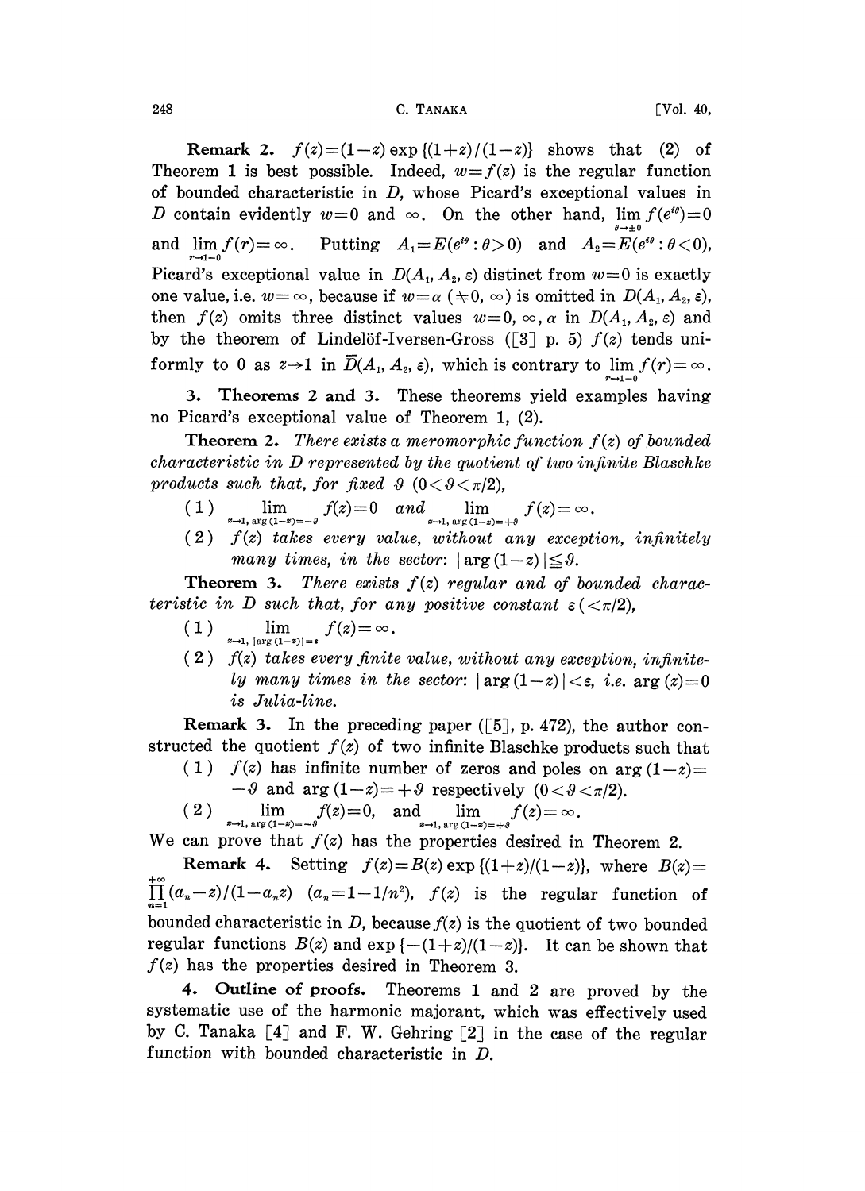**Remark 2.** $f(z)=(1-z)\exp\{(1+z)/(1-z)\}$ shows that (2) of Theorem 1 is best possible. Indeed, $w=f(z)$ is the regular function of bounded characteristic in $D$, whose Picard's exceptional values in $D$ contain evidently $w=0$ and $\infty$. On the other hand, $\lim_{\theta\to\pm 0} f(e^{i\theta})=0$ and $\lim_{r\to 1-0} f(r)=\infty$. Putting $A_1=E(e^{i\theta}:\theta>0)$ and $A_2=E(e^{i\theta}:\theta<0)$, Picard's exceptional value in $D(A_1, A_2, \varepsilon)$ distinct from $w=0$ is exactly one value, i.e. $w=\infty$, because if $w=\alpha$ $(\neq 0, \infty)$ is omitted in $D(A_1, A_2, \varepsilon)$, then $f(z)$ omits three distinct values $w=0, \infty, \alpha$ in $D(A_1, A_2, \varepsilon)$ and by the theorem of Lindelöf-Iversen-Gross ([3] p. 5) $f(z)$ tends uniformly to 0 as $z\to 1$ in $\overline{D}(A_1, A_2, \varepsilon)$, which is contrary to $\lim_{r\to 1-0} f(r)=\infty$.

**3. Theorems 2 and 3.** These theorems yield examples having no Picard's exceptional value of Theorem 1, (2).

**Theorem 2.** *There exists a meromorphic function $f(z)$ of bounded characteristic in $D$ represented by the quotient of two infinite Blaschke products such that, for fixed $\vartheta$ $(0<\vartheta<\pi/2)$,*

(1) $\lim_{z\to 1,\, \arg(1-z)=-\vartheta} f(z)=0$ *and* $\lim_{z\to 1,\, \arg(1-z)=+\vartheta} f(z)=\infty$.

(2) *$f(z)$ takes every value, without any exception, infinitely many times, in the sector: $|\arg(1-z)|\leqq\vartheta$.*

**Theorem 3.** *There exists $f(z)$ regular and of bounded characteristic in $D$ such that, for any positive constant $\varepsilon$ $(<\pi/2)$,*

(1) $\lim_{z\to 1,\, |\arg(1-z)|=\varepsilon} f(z)=\infty$.

(2) *$f(z)$ takes every finite value, without any exception, infinitely many times in the sector: $|\arg(1-z)|<\varepsilon$, i.e. $\arg(z)=0$ is Julia-line.*

**Remark 3.** In the preceding paper ([5], p. 472), the author constructed the quotient $f(z)$ of two infinite Blaschke products such that

(1) $f(z)$ has infinite number of zeros and poles on $\arg(1-z)=-\vartheta$ and $\arg(1-z)=+\vartheta$ respectively $(0<\vartheta<\pi/2)$.

(2) $\lim_{z\to 1,\, \arg(1-z)=-\vartheta} f(z)=0$, and $\lim_{z\to 1,\, \arg(1-z)=+\vartheta} f(z)=\infty$.

We can prove that $f(z)$ has the properties desired in Theorem 2.

**Remark 4.** Setting $f(z)=B(z)\exp\{(1+z)/(1-z)\}$, where $B(z)=\prod_{n=1}^{+\infty}(a_n-z)/(1-a_n z)$ $(a_n=1-1/n^2)$, $f(z)$ is the regular function of bounded characteristic in $D$, because $f(z)$ is the quotient of two bounded regular functions $B(z)$ and $\exp\{-(1+z)/(1-z)\}$. It can be shown that $f(z)$ has the properties desired in Theorem 3.

**4. Outline of proofs.** Theorems 1 and 2 are proved by the systematic use of the harmonic majorant, which was effectively used by C. Tanaka [4] and F. W. Gehring [2] in the case of the regular function with bounded characteristic in $D$.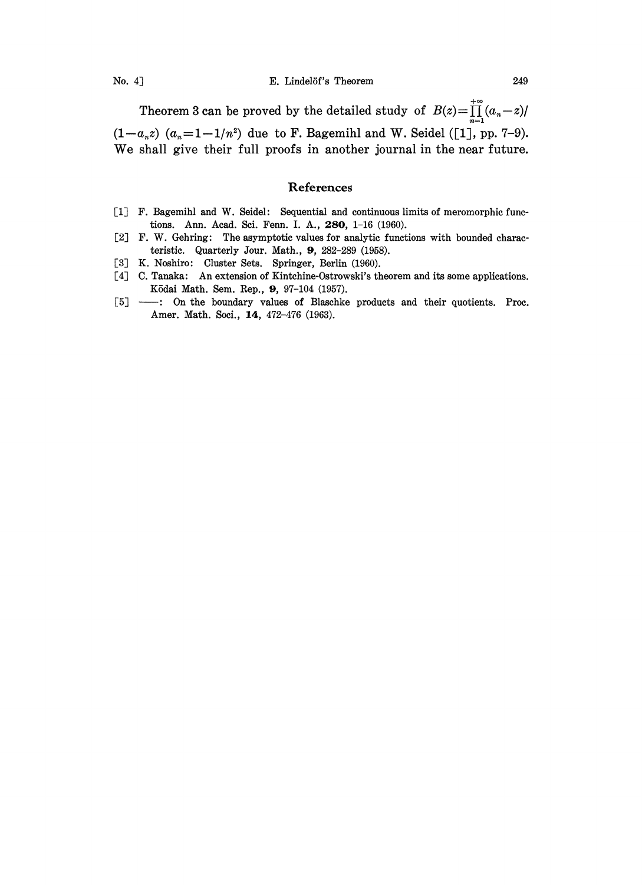Theorem 3 can be proved by the detailed study of $B(z)=\prod_{n=1}^{+\infty}(a_n-z)/(1-a_n z)$ $(a_n=1-1/n^2)$ due to F. Bagemihl and W. Seidel ([1], pp. 7–9). We shall give their full proofs in another journal in the near future.

## References

[1] F. Bagemihl and W. Seidel: Sequential and continuous limits of meromorphic functions. Ann. Acad. Sci. Fenn. I. A., **280**, 1–16 (1960).

[2] F. W. Gehring: The asymptotic values for analytic functions with bounded characteristic. Quarterly Jour. Math., **9**, 282–289 (1958).

[3] K. Noshiro: Cluster Sets. Springer, Berlin (1960).

[4] C. Tanaka: An extension of Kintchine-Ostrowski's theorem and its some applications. Kōdai Math. Sem. Rep., **9**, 97–104 (1957).

[5] ——: On the boundary values of Blaschke products and their quotients. Proc. Amer. Math. Soci., **14**, 472–476 (1963).